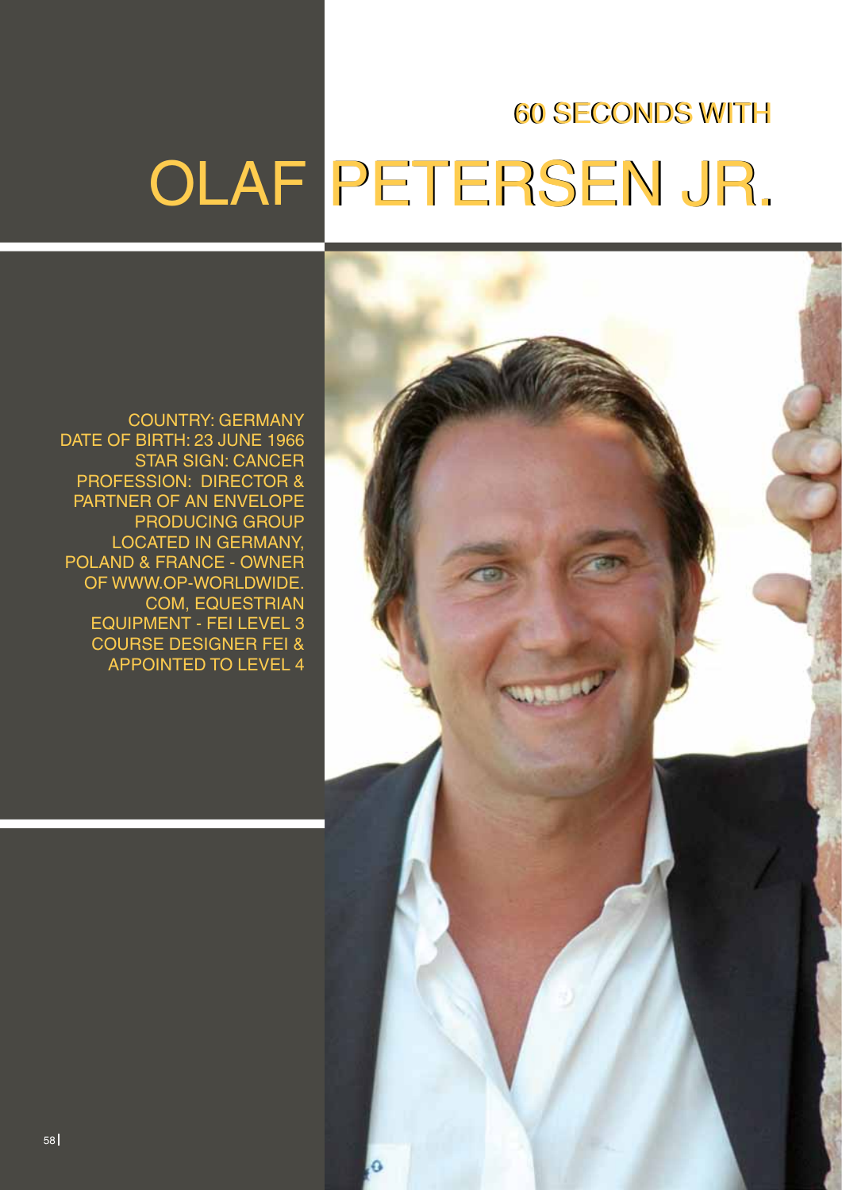### 60 SECONDS WITH

# OLAF PETERSEN JR.

COUNTRY: GERMANY
DATE OF BIRTH: 23 JUNE 1966
STAR SIGN: CANCER
PROFESSION: DIRECTOR & PARTNER OF AN ENVELOPE PRODUCING GROUP LOCATED IN GERMANY, POLAND & FRANCE - OWNER OF WWW.OP-WORLDWIDE.COM, EQUESTRIAN EQUIPMENT - FEI LEVEL 3 COURSE DESIGNER FEI & APPOINTED TO LEVEL 4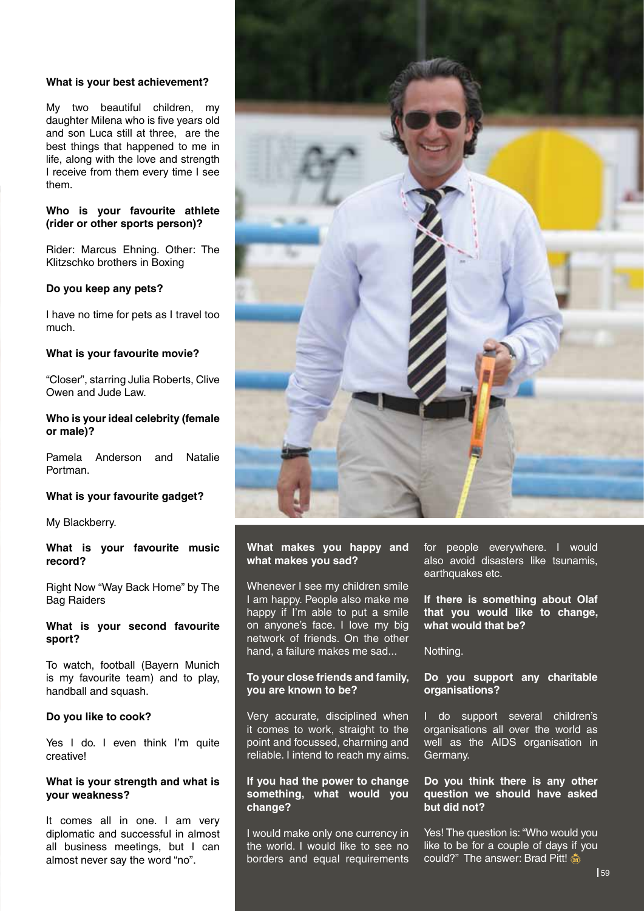**What is your best achievement?**

My two beautiful children, my daughter Milena who is five years old and son Luca still at three, are the best things that happened to me in life, along with the love and strength I receive from them every time I see them.

**Who is your favourite athlete (rider or other sports person)?**

Rider: Marcus Ehning. Other: The Klitzschko brothers in Boxing

**Do you keep any pets?**

I have no time for pets as I travel too much.

**What is your favourite movie?**

"Closer", starring Julia Roberts, Clive Owen and Jude Law.

**Who is your ideal celebrity (female or male)?**

Pamela Anderson and Natalie Portman.

**What is your favourite gadget?**

My Blackberry.

**What is your favourite music record?**

Right Now "Way Back Home" by The Bag Raiders

**What is your second favourite sport?**

To watch, football (Bayern Munich is my favourite team) and to play, handball and squash.

**Do you like to cook?**

Yes I do. I even think I'm quite creative!

**What is your strength and what is your weakness?**

It comes all in one. I am very diplomatic and successful in almost all business meetings, but I can almost never say the word "no".

**What makes you happy and what makes you sad?**

Whenever I see my children smile I am happy. People also make me happy if I'm able to put a smile on anyone's face. I love my big network of friends. On the other hand, a failure makes me sad...

**To your close friends and family, you are known to be?**

Very accurate, disciplined when it comes to work, straight to the point and focussed, charming and reliable. I intend to reach my aims.

**If you had the power to change something, what would you change?**

I would make only one currency in the world. I would like to see no borders and equal requirements for people everywhere. I would also avoid disasters like tsunamis, earthquakes etc.

**If there is something about Olaf that you would like to change, what would that be?**

Nothing.

**Do you support any charitable organisations?**

I do support several children's organisations all over the world as well as the AIDS organisation in Germany.

**Do you think there is any other question we should have asked but did not?**

Yes! The question is: "Who would you like to be for a couple of days if you could?" The answer: Brad Pitt!